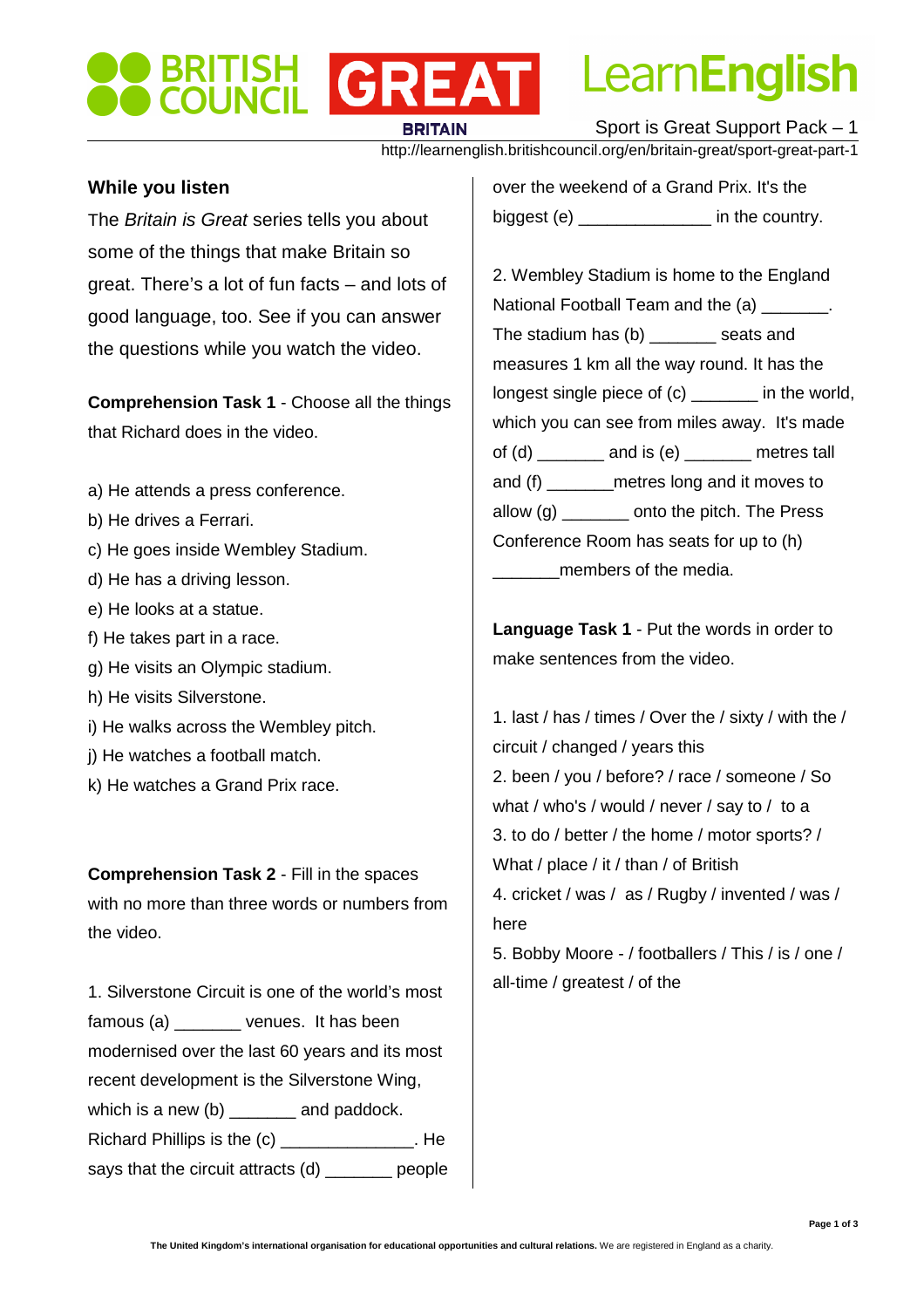## While you listen

The *Britain is Great* series tells you about some of the things that make Britain so great. There's a lot of fun facts – and lots of good language, too. See if you can answer the questions while you watch the video.

**Comprehension Task 1** - Choose all the things that Richard does in the video.

a) He attends a press conference.
b) He drives a Ferrari.
c) He goes inside Wembley Stadium.
d) He has a driving lesson.
e) He looks at a statue.
f) He takes part in a race.
g) He visits an Olympic stadium.
h) He visits Silverstone.
i) He walks across the Wembley pitch.
j) He watches a football match.
k) He watches a Grand Prix race.

**Comprehension Task 2** - Fill in the spaces with no more than three words or numbers from the video.

1. Silverstone Circuit is one of the world's most famous (a) _______ venues. It has been modernised over the last 60 years and its most recent development is the Silverstone Wing, which is a new (b) _______ and paddock. Richard Phillips is the (c) ______________. He says that the circuit attracts (d) _______ people over the weekend of a Grand Prix. It's the biggest (e) ______________ in the country.

2. Wembley Stadium is home to the England National Football Team and the (a) _______. The stadium has (b) _______ seats and measures 1 km all the way round. It has the longest single piece of (c) _______ in the world, which you can see from miles away. It's made of (d) _______ and is (e) _______ metres tall and (f) _______metres long and it moves to allow (g) _______ onto the pitch. The Press Conference Room has seats for up to (h) _______members of the media.

**Language Task 1** - Put the words in order to make sentences from the video.

1. last / has / times / Over the / sixty / with the / circuit / changed / years this
2. been / you / before? / race / someone / So what / who's / would / never / say to / to a
3. to do / better / the home / motor sports? / What / place / it / than / of British
4. cricket / was / as / Rugby / invented / was / here
5. Bobby Moore - / footballers / This / is / one / all-time / greatest / of the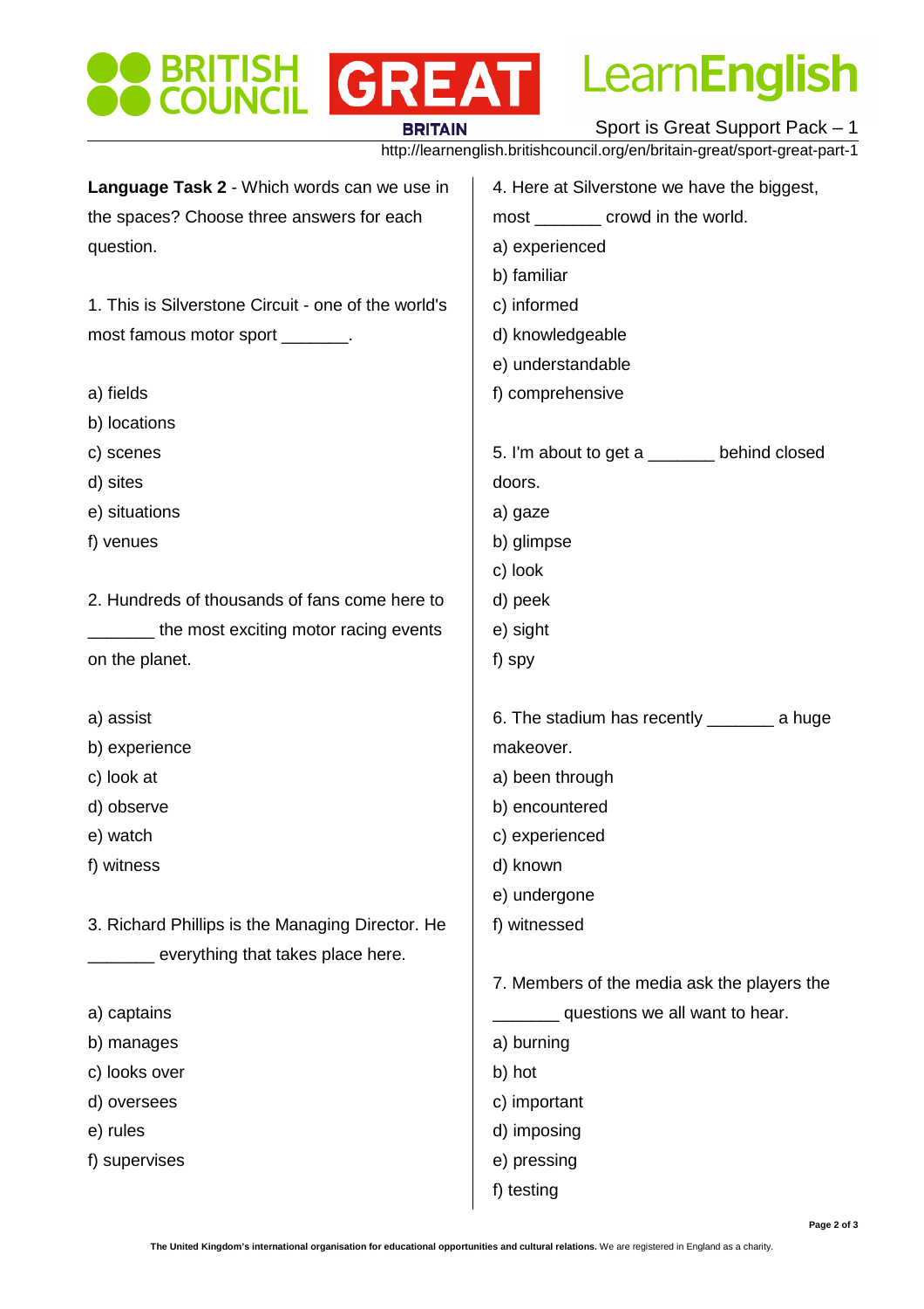**Language Task 2** - Which words can we use in the spaces? Choose three answers for each question.

1. This is Silverstone Circuit - one of the world's most famous motor sport _______.

a) fields
b) locations
c) scenes
d) sites
e) situations
f) venues

2. Hundreds of thousands of fans come here to _______ the most exciting motor racing events on the planet.

a) assist
b) experience
c) look at
d) observe
e) watch
f) witness

3. Richard Phillips is the Managing Director. He _______ everything that takes place here.

a) captains
b) manages
c) looks over
d) oversees
e) rules
f) supervises

4. Here at Silverstone we have the biggest, most _______ crowd in the world.
a) experienced
b) familiar
c) informed
d) knowledgeable
e) understandable
f) comprehensive

5. I'm about to get a _______ behind closed doors.
a) gaze
b) glimpse
c) look
d) peek
e) sight
f) spy

6. The stadium has recently _______ a huge makeover.
a) been through
b) encountered
c) experienced
d) known
e) undergone
f) witnessed

7. Members of the media ask the players the _______ questions we all want to hear.
a) burning
b) hot
c) important
d) imposing
e) pressing
f) testing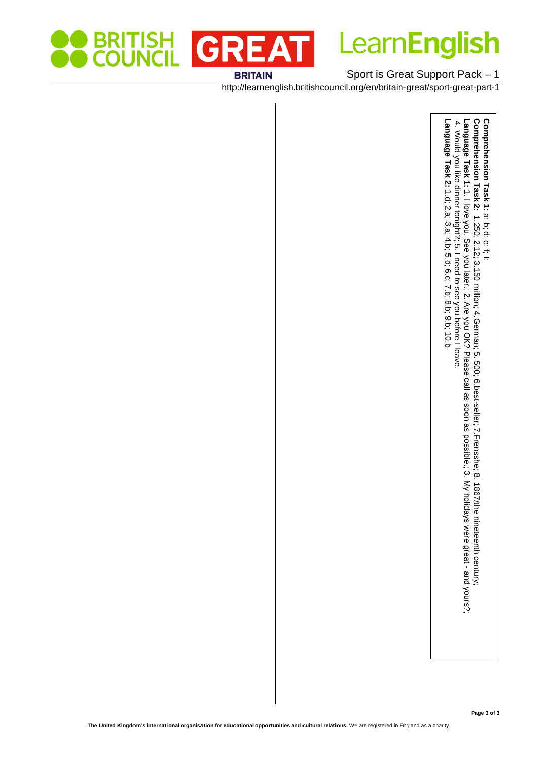**Comprehension Task 1:** a; b; d; e; f; i;

**Comprehension Task 2:** 1.250; 2.12; 3.150 million; 4.German; 5. 500; 6.best-seller; 7.Frensshe; 8. 1867/the nineteenth century;

**Language Task 1:** 1. I love you. See you later.; 2. Are you OK? Please call as soon as possible.; 3. My holidays were great - and yours?; 4. Would you like dinner tonight?; 5. I need to see you before I leave.

**Language Task 2:** 1.d; 2.a; 3.a; 4.b; 5.d; 6.c; 7.b; 8.b; 9.b; 10.b

**The United Kingdom's international organisation for educational opportunities and cultural relations.** We are registered in England as a charity.